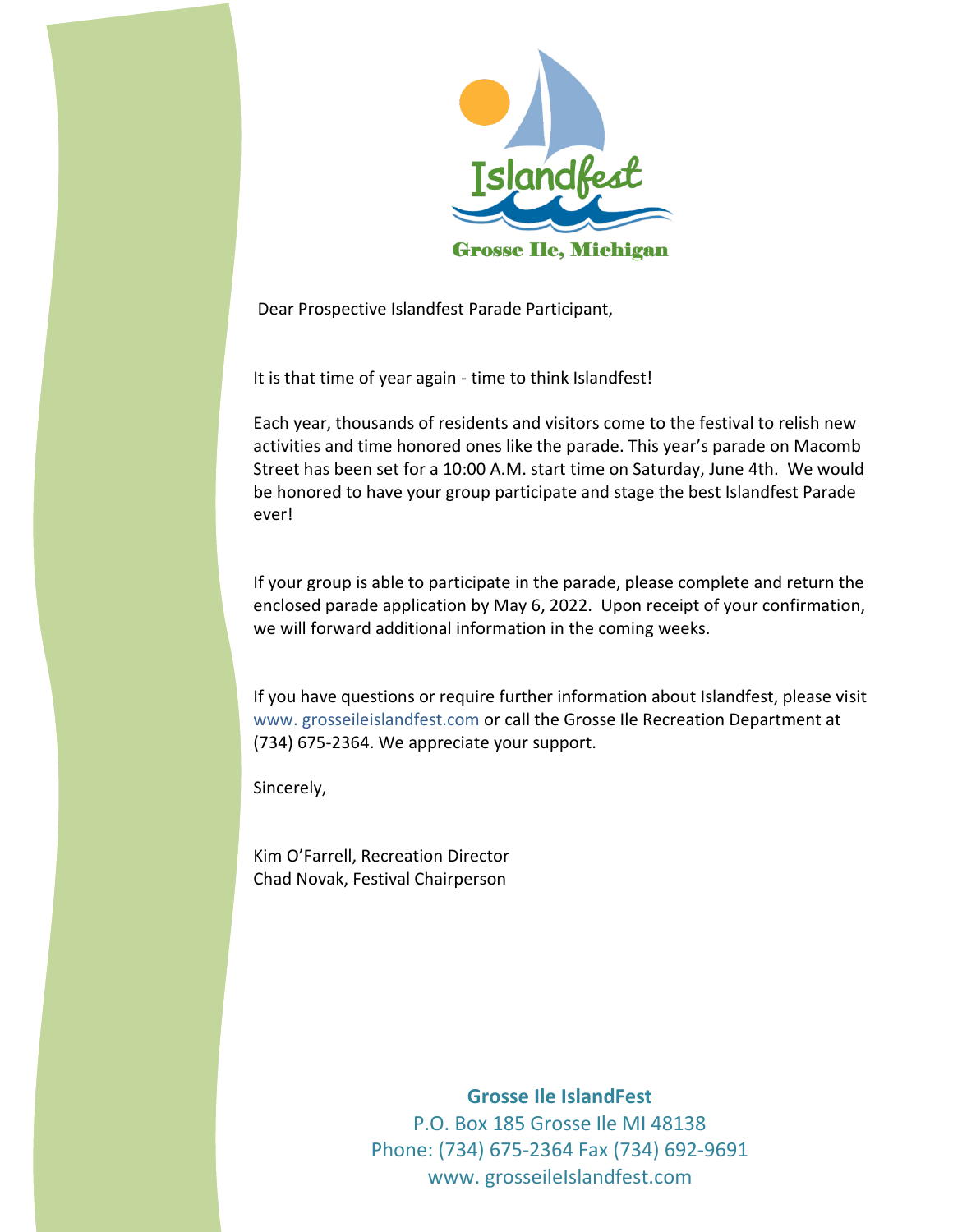Islandfest

Grosse Ile, Michigan

Dear Prospective Islandfest Parade Participant,

It is that time of year again - time to think Islandfest!

Each year, thousands of residents and visitors come to the festival to relish new activities and time honored ones like the parade. This year's parade on Macomb Street has been set for a 10:00 A.M. start time on Saturday, June 4th. We would be honored to have your group participate and stage the best Islandfest Parade ever!

If your group is able to participate in the parade, please complete and return the enclosed parade application by May 6, 2022. Upon receipt of your confirmation, we will forward additional information in the coming weeks.

If you have questions or require further information about Islandfest, please visit www. grosseileislandfest.com or call the Grosse Ile Recreation Department at (734) 675-2364. We appreciate your support.

Sincerely,

Kim O'Farrell, Recreation Director
Chad Novak, Festival Chairperson

**Grosse Ile IslandFest**
P.O. Box 185 Grosse Ile MI 48138
Phone: (734) 675-2364 Fax (734) 692-9691
www. grosseileIslandfest.com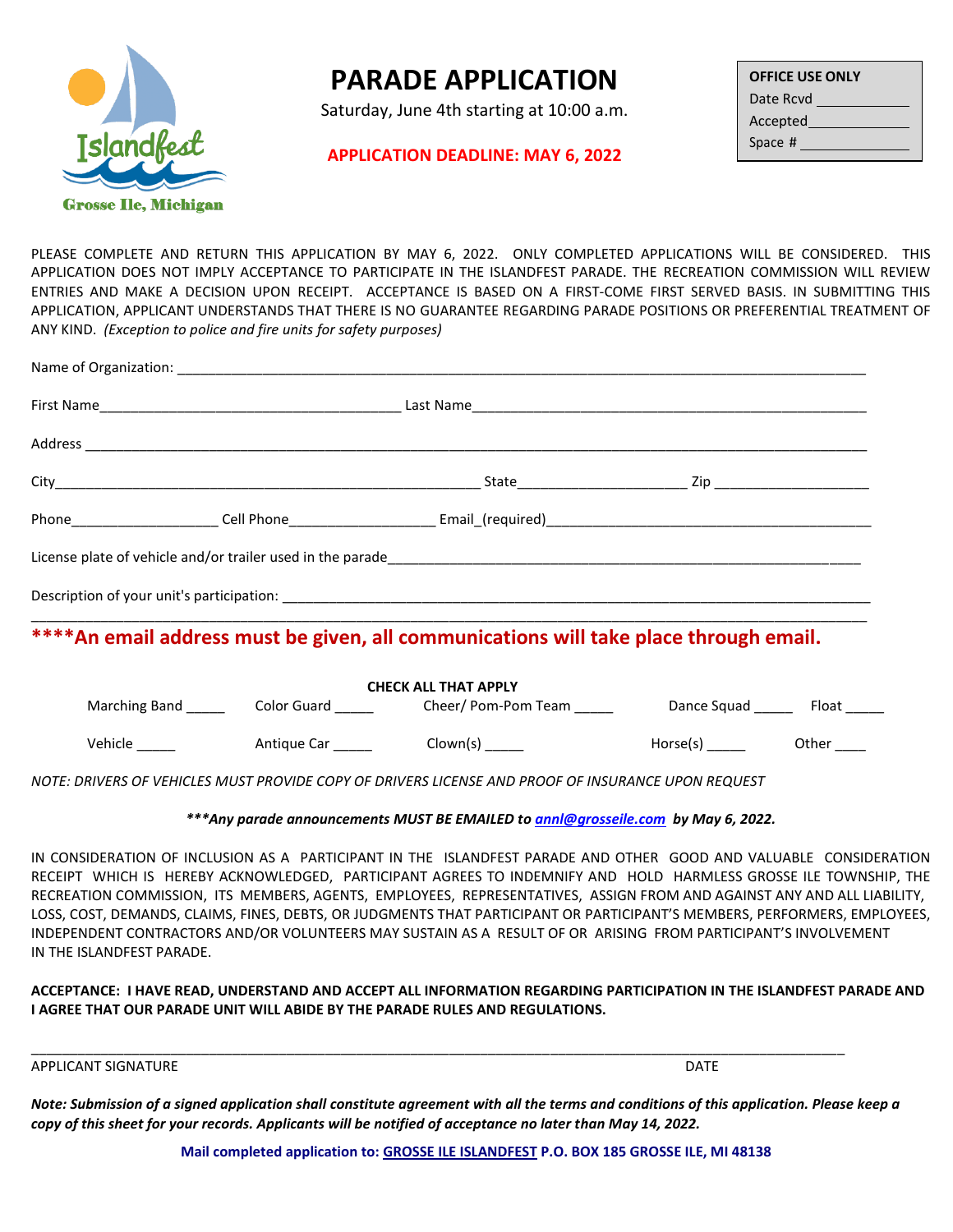Islandfest
Grosse Ile, Michigan

# PARADE APPLICATION

Saturday, June 4th starting at 10:00 a.m.

**APPLICATION DEADLINE: MAY 6, 2022**

| **OFFICE USE ONLY** |
|---|
| Date Rcvd ___________ |
| Accepted ___________ |
| Space # ___________ |

PLEASE COMPLETE AND RETURN THIS APPLICATION BY MAY 6, 2022. ONLY COMPLETED APPLICATIONS WILL BE CONSIDERED. THIS APPLICATION DOES NOT IMPLY ACCEPTANCE TO PARTICIPATE IN THE ISLANDFEST PARADE. THE RECREATION COMMISSION WILL REVIEW ENTRIES AND MAKE A DECISION UPON RECEIPT. ACCEPTANCE IS BASED ON A FIRST-COME FIRST SERVED BASIS. IN SUBMITTING THIS APPLICATION, APPLICANT UNDERSTANDS THAT THERE IS NO GUARANTEE REGARDING PARADE POSITIONS OR PREFERENTIAL TREATMENT OF ANY KIND. *(Exception to police and fire units for safety purposes)*

Name of Organization: ______________________________________________

First Name______________________ Last Name______________________

Address ______________________________________________

City______________________ State__________ Zip __________

Phone__________ Cell Phone__________ Email_(required)______________________

License plate of vehicle and/or trailer used in the parade______________________

Description of your unit's participation: ______________________________________________

______________________________________________

**\*\*\*\*An email address must be given, all communications will take place through email.**

**CHECK ALL THAT APPLY**

Marching Band _____ Color Guard _____ Cheer/ Pom-Pom Team _____ Dance Squad _____ Float _____

Vehicle _____ Antique Car _____ Clown(s) _____ Horse(s) _____ Other ____

*NOTE: DRIVERS OF VEHICLES MUST PROVIDE COPY OF DRIVERS LICENSE AND PROOF OF INSURANCE UPON REQUEST*

***\*\*\*Any parade announcements MUST BE EMAILED to annl@grosseile.com by May 6, 2022.***

IN CONSIDERATION OF INCLUSION AS A PARTICIPANT IN THE ISLANDFEST PARADE AND OTHER GOOD AND VALUABLE CONSIDERATION RECEIPT WHICH IS HEREBY ACKNOWLEDGED, PARTICIPANT AGREES TO INDEMNIFY AND HOLD HARMLESS GROSSE ILE TOWNSHIP, THE RECREATION COMMISSION, ITS MEMBERS, AGENTS, EMPLOYEES, REPRESENTATIVES, ASSIGN FROM AND AGAINST ANY AND ALL LIABILITY, LOSS, COST, DEMANDS, CLAIMS, FINES, DEBTS, OR JUDGMENTS THAT PARTICIPANT OR PARTICIPANT'S MEMBERS, PERFORMERS, EMPLOYEES, INDEPENDENT CONTRACTORS AND/OR VOLUNTEERS MAY SUSTAIN AS A RESULT OF OR ARISING FROM PARTICIPANT'S INVOLVEMENT IN THE ISLANDFEST PARADE.

**ACCEPTANCE: I HAVE READ, UNDERSTAND AND ACCEPT ALL INFORMATION REGARDING PARTICIPATION IN THE ISLANDFEST PARADE AND I AGREE THAT OUR PARADE UNIT WILL ABIDE BY THE PARADE RULES AND REGULATIONS.**

______________________________________________

APPLICANT SIGNATURE DATE

***Note: Submission of a signed application shall constitute agreement with all the terms and conditions of this application. Please keep a copy of this sheet for your records. Applicants will be notified of acceptance no later than May 14, 2022.***

**Mail completed application to: GROSSE ILE ISLANDFEST P.O. BOX 185 GROSSE ILE, MI 48138**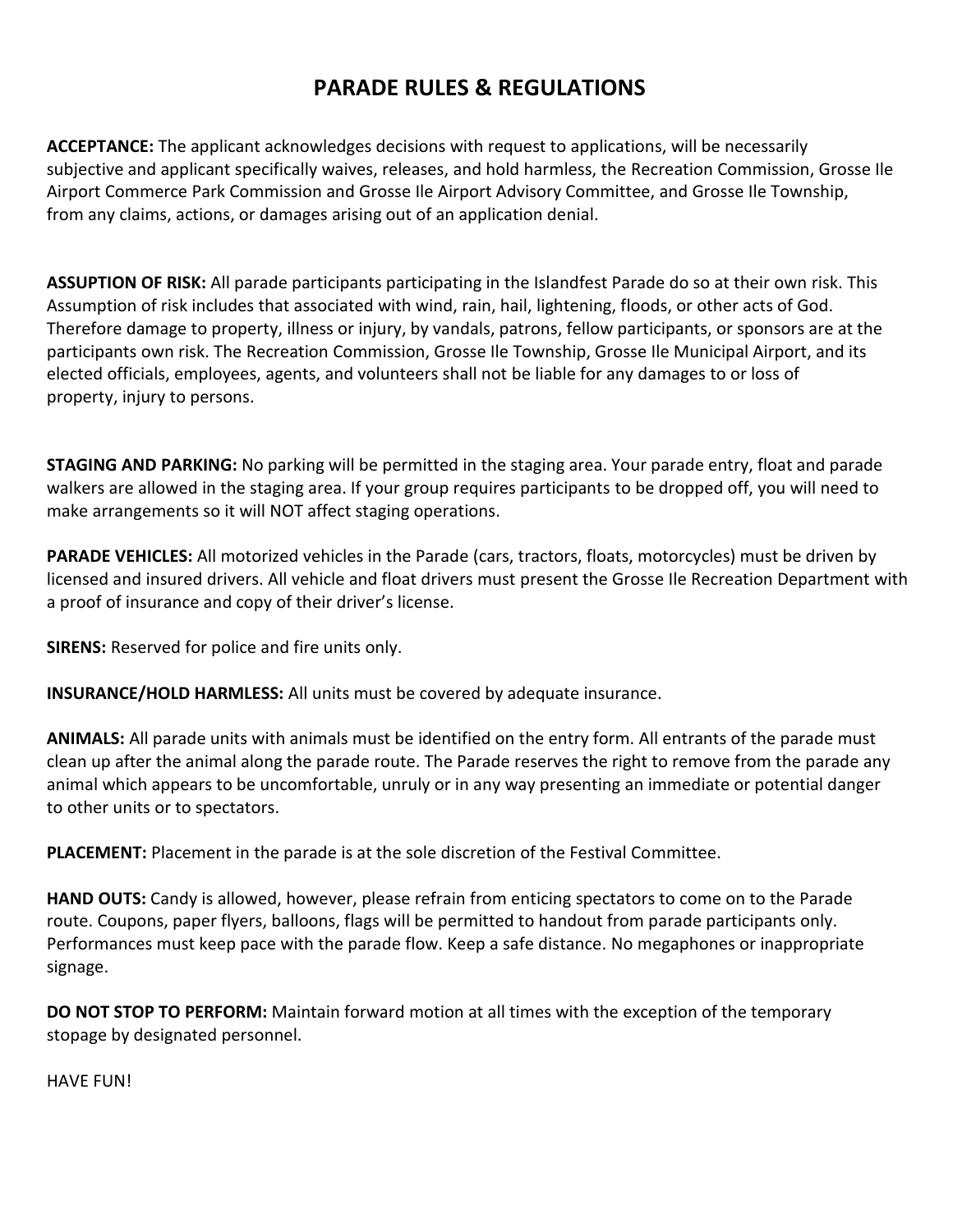# PARADE RULES & REGULATIONS

**ACCEPTANCE:** The applicant acknowledges decisions with request to applications, will be necessarily subjective and applicant specifically waives, releases, and hold harmless, the Recreation Commission, Grosse Ile Airport Commerce Park Commission and Grosse Ile Airport Advisory Committee, and Grosse Ile Township, from any claims, actions, or damages arising out of an application denial.

**ASSUPTION OF RISK:** All parade participants participating in the Islandfest Parade do so at their own risk. This Assumption of risk includes that associated with wind, rain, hail, lightening, floods, or other acts of God. Therefore damage to property, illness or injury, by vandals, patrons, fellow participants, or sponsors are at the participants own risk. The Recreation Commission, Grosse Ile Township, Grosse Ile Municipal Airport, and its elected officials, employees, agents, and volunteers shall not be liable for any damages to or loss of property, injury to persons.

**STAGING AND PARKING:** No parking will be permitted in the staging area. Your parade entry, float and parade walkers are allowed in the staging area. If your group requires participants to be dropped off, you will need to make arrangements so it will NOT affect staging operations.

**PARADE VEHICLES:** All motorized vehicles in the Parade (cars, tractors, floats, motorcycles) must be driven by licensed and insured drivers. All vehicle and float drivers must present the Grosse Ile Recreation Department with a proof of insurance and copy of their driver's license.

**SIRENS:** Reserved for police and fire units only.

**INSURANCE/HOLD HARMLESS:** All units must be covered by adequate insurance.

**ANIMALS:** All parade units with animals must be identified on the entry form. All entrants of the parade must clean up after the animal along the parade route. The Parade reserves the right to remove from the parade any animal which appears to be uncomfortable, unruly or in any way presenting an immediate or potential danger to other units or to spectators.

**PLACEMENT:** Placement in the parade is at the sole discretion of the Festival Committee.

**HAND OUTS:** Candy is allowed, however, please refrain from enticing spectators to come on to the Parade route. Coupons, paper flyers, balloons, flags will be permitted to handout from parade participants only. Performances must keep pace with the parade flow. Keep a safe distance. No megaphones or inappropriate signage.

**DO NOT STOP TO PERFORM:** Maintain forward motion at all times with the exception of the temporary stopage by designated personnel.

HAVE FUN!